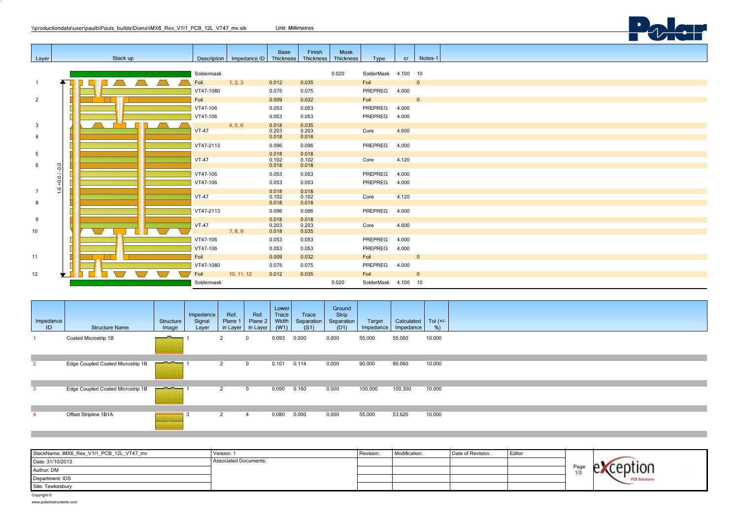\\productiondata\user\paulb\Pauls_builds\Diana\iMX6_Rex_V1I1_PCB_12L_VT47_mv.stk     Unit: Millimetres

| Layer | Stack up | Description | Impedance ID | Base Thickness | Finish Thickness | Mask Thickness | Type | εr | Notes-1 |
|---|---|---|---|---|---|---|---|---|---|
| | | Soldermask | | | | 0.020 | SolderMask | 4.100 | 10 |
| 1 | | Foil | 1, 2, 3 | 0.012 | 0.035 | | Foil | | 0 |
| | | VT47-1080 | | 0.075 | 0.075 | | PREPREG | 4.000 | |
| 2 | | Foil | | 0.009 | 0.032 | | Foil | | 0 |
| | | VT47-106 | | 0.053 | 0.053 | | PREPREG | 4.000 | |
| | | VT47-106 | | 0.053 | 0.053 | | PREPREG | 4.000 | |
| 3 | | | 4, 5, 6 | 0.018 | 0.035 | | | | |
| | | VT-47 | | 0.203 | 0.203 | | Core | 4.600 | |
| 4 | | | | 0.018 | 0.018 | | | | |
| | | VT47-2113 | | 0.096 | 0.096 | | PREPREG | 4.000 | |
| 5 | | | | 0.018 | 0.018 | | | | |
| | | VT-47 | | 0.102 | 0.102 | | Core | 4.120 | |
| 6 | 1.6 +0.0 / -0.0 | | | 0.018 | 0.018 | | | | |
| | | VT47-106 | | 0.053 | 0.053 | | PREPREG | 4.000 | |
| | | VT47-106 | | 0.053 | 0.053 | | PREPREG | 4.000 | |
| 7 | | | | 0.018 | 0.018 | | | | |
| | | VT-47 | | 0.102 | 0.102 | | Core | 4.120 | |
| 8 | | | | 0.018 | 0.018 | | | | |
| | | VT47-2113 | | 0.096 | 0.096 | | PREPREG | 4.000 | |
| 9 | | | | 0.018 | 0.018 | | | | |
| | | VT-47 | | 0.203 | 0.203 | | Core | 4.600 | |
| 10 | | | 7, 8, 9 | 0.018 | 0.035 | | | | |
| | | VT47-106 | | 0.053 | 0.053 | | PREPREG | 4.000 | |
| | | VT47-106 | | 0.053 | 0.053 | | PREPREG | 4.000 | |
| 11 | | Foil | | 0.009 | 0.032 | | Foil | | 0 |
| | | VT47-1080 | | 0.075 | 0.075 | | PREPREG | 4.000 | |
| 12 | | Foil | 10, 11, 12 | 0.012 | 0.035 | | Foil | | 0 |
| | | Soldermask | | | | 0.020 | SolderMask | 4.100 | 10 |

| Impedance ID | Structure Name | Structure Image | Impedance Signal Layer | Ref. Plane 1 in Layer | Ref. Plane 2 in Layer | Lower Trace Width (W1) | Trace Separation (S1) | Ground Strip Separation (D1) | Target Impedance | Calculated Impedance | Tol (+/- %) |
|---|---|---|---|---|---|---|---|---|---|---|---|
| 1 | Coated Microstrip 1B | | 1 | 2 | 0 | 0.093 | 0.000 | 0.000 | 55.000 | 55.060 | 10.000 |
| 2 | Edge Coupled Coated Microstrip 1B | | 1 | 2 | 0 | 0.101 | 0.114 | 0.000 | 90.000 | 90.060 | 10.000 |
| 3 | Edge Coupled Coated Microstrip 1B | | 1 | 2 | 0 | 0.090 | 0.160 | 0.000 | 100.000 | 100.300 | 10.000 |
| 4 | Offset Stripline 1B1A | | 3 | 2 | 4 | 0.080 | 0.000 | 0.000 | 55.000 | 53.620 | 10.000 |

| StackName: iMX6_Rex_V1I1_PCB_12L_VT47_mv | Version: 1 | Revision: | Modification: | Date of Revision: | Editor |
|---|---|---|---|---|---|
| Date: 31/10/2013 | Associated Documents: | | | | |
| Author: DM | | | | | |
| Department: IDS | | | | | |
| Site: Tewkesbury | | | | | |

Copyright ©
www.polarinstruments.com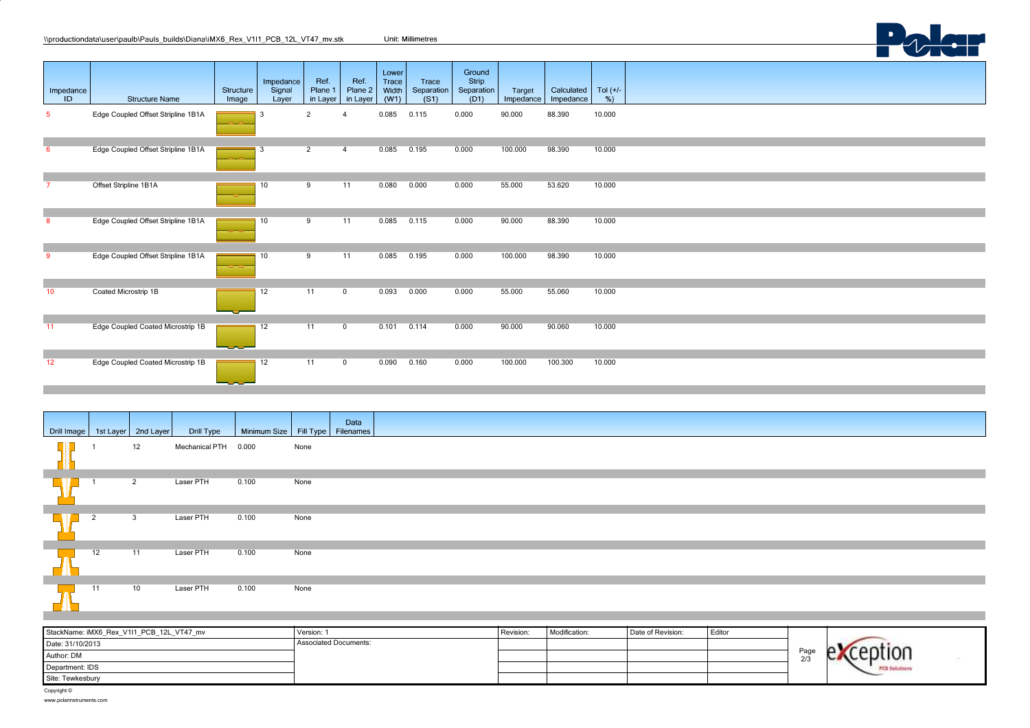\\productiondata\user\paulb\Pauls_builds\Diana\iMX6_Rex_V1I1_PCB_12L_VT47_mv.stk    Unit: Millimetres

| Impedance ID | Structure Name | Structure Image | Impedance Signal Layer | Ref. Plane 1 in Layer | Ref. Plane 2 in Layer | Lower Trace Width (W1) | Trace Separation (S1) | Ground Strip Separation (D1) | Target Impedance | Calculated Impedance | Tol (+/- %) |
|---|---|---|---|---|---|---|---|---|---|---|---|
| 5 | Edge Coupled Offset Stripline 1B1A | | 3 | 2 | 4 | 0.085 | 0.115 | 0.000 | 90.000 | 88.390 | 10.000 |
| 6 | Edge Coupled Offset Stripline 1B1A | | 3 | 2 | 4 | 0.085 | 0.195 | 0.000 | 100.000 | 98.390 | 10.000 |
| 7 | Offset Stripline 1B1A | | 10 | 9 | 11 | 0.080 | 0.000 | 0.000 | 55.000 | 53.620 | 10.000 |
| 8 | Edge Coupled Offset Stripline 1B1A | | 10 | 9 | 11 | 0.085 | 0.115 | 0.000 | 90.000 | 88.390 | 10.000 |
| 9 | Edge Coupled Offset Stripline 1B1A | | 10 | 9 | 11 | 0.085 | 0.195 | 0.000 | 100.000 | 98.390 | 10.000 |
| 10 | Coated Microstrip 1B | | 12 | 11 | 0 | 0.093 | 0.000 | 0.000 | 55.000 | 55.060 | 10.000 |
| 11 | Edge Coupled Coated Microstrip 1B | | 12 | 11 | 0 | 0.101 | 0.114 | 0.000 | 90.000 | 90.060 | 10.000 |
| 12 | Edge Coupled Coated Microstrip 1B | | 12 | 11 | 0 | 0.090 | 0.160 | 0.000 | 100.000 | 100.300 | 10.000 |

| Drill Image | 1st Layer | 2nd Layer | Drill Type | Minimum Size | Fill Type | Data Filenames |
|---|---|---|---|---|---|---|
| | 1 | 12 | Mechanical PTH | 0.000 | None | |
| | 1 | 2 | Laser PTH | 0.100 | None | |
| | 2 | 3 | Laser PTH | 0.100 | None | |
| | 12 | 11 | Laser PTH | 0.100 | None | |
| | 11 | 10 | Laser PTH | 0.100 | None | |

| StackName: iMX6_Rex_V1I1_PCB_12L_VT47_mv | Version: 1 | Revision: | Modification: | Date of Revision: | Editor |
|---|---|---|---|---|---|
| Date: 31/10/2013 | Associated Documents: | | | | |
| Author: DM | | | | | |
| Department: IDS | | | | | |
| Site: Tewkesbury | | | | | |

Copyright ©
www.polarinstruments.com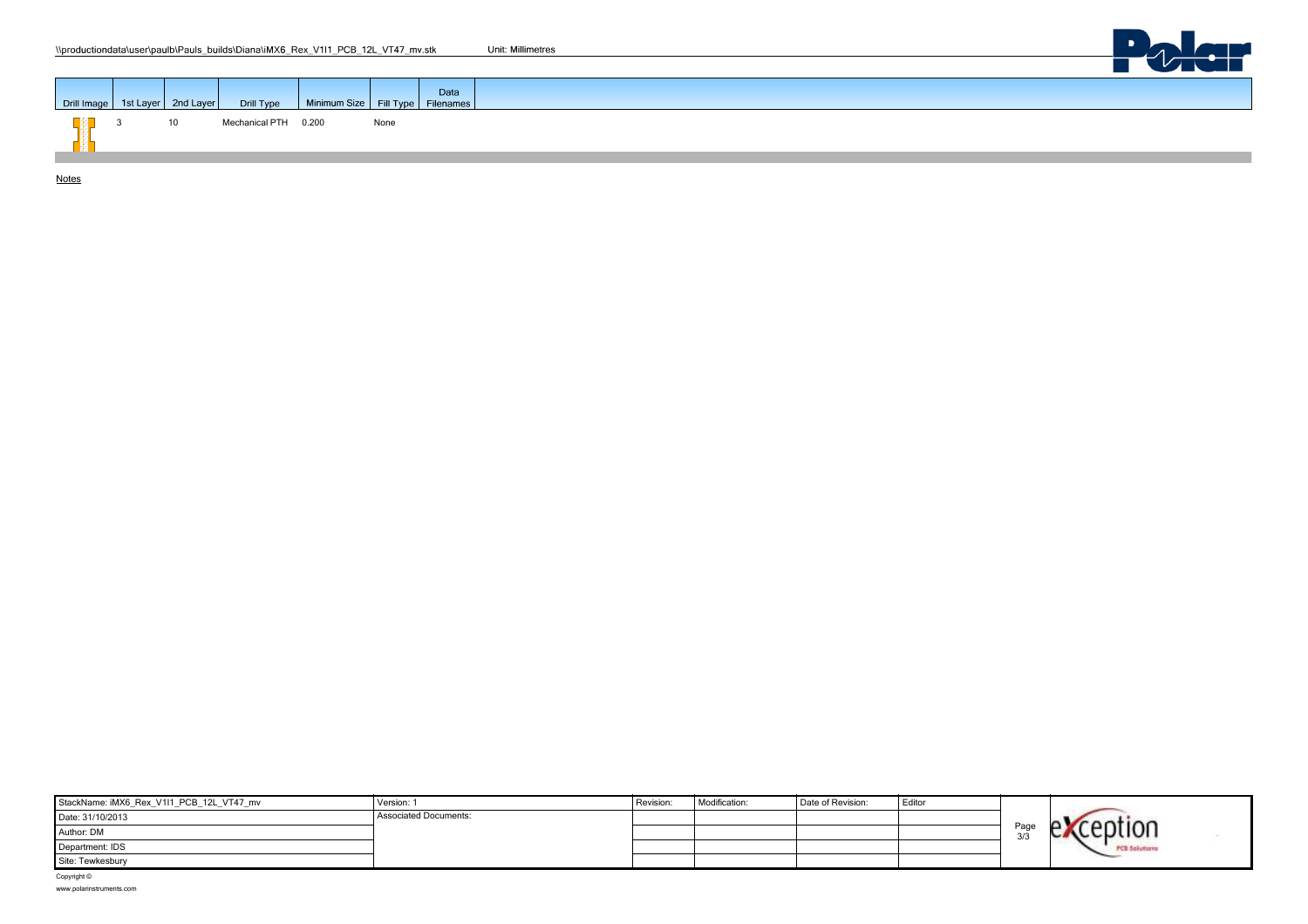\\productiondata\user\paulb\Pauls_builds\Diana\iMX6_Rex_V1I1_PCB_12L_VT47_mv.stk

Unit: Millimetres

| Drill Image | 1st Layer | 2nd Layer | Drill Type | Minimum Size | Fill Type | Data Filenames |
|---|---|---|---|---|---|---|
| | 3 | 10 | Mechanical PTH | 0.200 | None | |

Notes

| | | | | | | |
|---|---|---|---|---|---|---|
| StackName: iMX6_Rex_V1I1_PCB_12L_VT47_mv | Version: 1 | Revision: | Modification: | Date of Revision: | Editor | |
| Date: 31/10/2013 | Associated Documents: | | | | | |
| Author: DM | | | | | | |
| Department: IDS | | | | | | |
| Site: Tewkesbury | | | | | | |

Copyright ©

www.polarinstruments.com